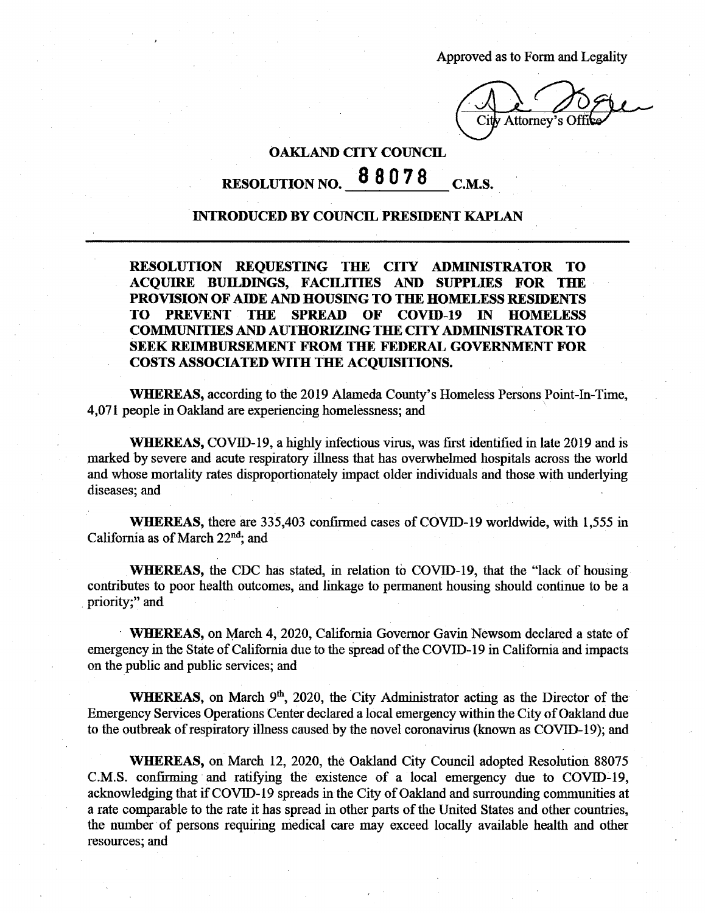Approved as to Form and Legality

City Attorney's Office

**OAKLAND CITY COUNCIL**

**RESOLUTION NO. 88078 C.M.S.**

**INTRODUCED BY COUNCIL PRESIDENT KAPLAN**

---

**RESOLUTION REQUESTING THE CITY ADMINISTRATOR TO ACQUIRE BUILDINGS, FACILITIES AND SUPPLIES FOR THE PROVISION OF AIDE AND HOUSING TO THE HOMELESS RESIDENTS TO PREVENT THE SPREAD OF COVID-19 IN HOMELESS COMMUNITIES AND AUTHORIZING THE CITY ADMINISTRATOR TO SEEK REIMBURSEMENT FROM THE FEDERAL GOVERNMENT FOR COSTS ASSOCIATED WITH THE ACQUISITIONS.**

**WHEREAS,** according to the 2019 Alameda County's Homeless Persons Point-In-Time, 4,071 people in Oakland are experiencing homelessness; and

**WHEREAS,** COVID-19, a highly infectious virus, was first identified in late 2019 and is marked by severe and acute respiratory illness that has overwhelmed hospitals across the world and whose mortality rates disproportionately impact older individuals and those with underlying diseases; and

**WHEREAS,** there are 335,403 confirmed cases of COVID-19 worldwide, with 1,555 in California as of March 22nd; and

**WHEREAS,** the CDC has stated, in relation to COVID-19, that the "lack of housing contributes to poor health outcomes, and linkage to permanent housing should continue to be a priority;" and

**WHEREAS,** on March 4, 2020, California Governor Gavin Newsom declared a state of emergency in the State of California due to the spread of the COVID-19 in California and impacts on the public and public services; and

**WHEREAS,** on March 9th, 2020, the City Administrator acting as the Director of the Emergency Services Operations Center declared a local emergency within the City of Oakland due to the outbreak of respiratory illness caused by the novel coronavirus (known as COVID-19); and

**WHEREAS,** on March 12, 2020, the Oakland City Council adopted Resolution 88075 C.M.S. confirming and ratifying the existence of a local emergency due to COVID-19, acknowledging that if COVID-19 spreads in the City of Oakland and surrounding communities at a rate comparable to the rate it has spread in other parts of the United States and other countries, the number of persons requiring medical care may exceed locally available health and other resources; and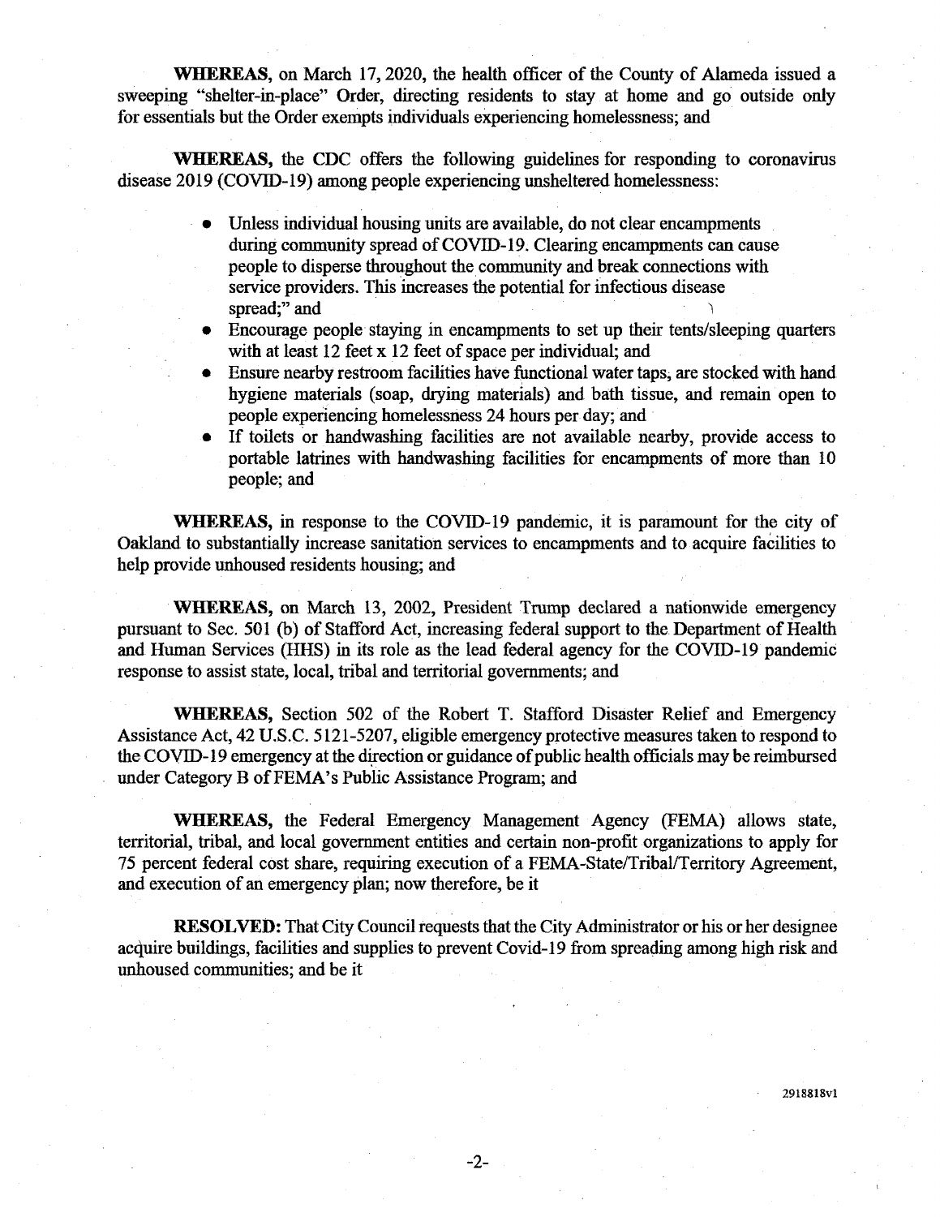**WHEREAS,** on March 17, 2020, the health officer of the County of Alameda issued a sweeping "shelter-in-place" Order, directing residents to stay at home and go outside only for essentials but the Order exempts individuals experiencing homelessness; and

**WHEREAS,** the CDC offers the following guidelines for responding to coronavirus disease 2019 (COVID-19) among people experiencing unsheltered homelessness:

- Unless individual housing units are available, do not clear encampments during community spread of COVID-19. Clearing encampments can cause people to disperse throughout the community and break connections with service providers. This increases the potential for infectious disease spread;" and
- Encourage people staying in encampments to set up their tents/sleeping quarters with at least 12 feet x 12 feet of space per individual; and
- Ensure nearby restroom facilities have functional water taps, are stocked with hand hygiene materials (soap, drying materials) and bath tissue, and remain open to people experiencing homelessness 24 hours per day; and
- If toilets or handwashing facilities are not available nearby, provide access to portable latrines with handwashing facilities for encampments of more than 10 people; and

**WHEREAS,** in response to the COVID-19 pandemic, it is paramount for the city of Oakland to substantially increase sanitation services to encampments and to acquire facilities to help provide unhoused residents housing; and

**WHEREAS,** on March 13, 2002, President Trump declared a nationwide emergency pursuant to Sec. 501 (b) of Stafford Act, increasing federal support to the Department of Health and Human Services (HHS) in its role as the lead federal agency for the COVID-19 pandemic response to assist state, local, tribal and territorial governments; and

**WHEREAS,** Section 502 of the Robert T. Stafford Disaster Relief and Emergency Assistance Act, 42 U.S.C. 5121-5207, eligible emergency protective measures taken to respond to the COVID-19 emergency at the direction or guidance of public health officials may be reimbursed under Category B of FEMA's Public Assistance Program; and

**WHEREAS,** the Federal Emergency Management Agency (FEMA) allows state, territorial, tribal, and local government entities and certain non-profit organizations to apply for 75 percent federal cost share, requiring execution of a FEMA-State/Tribal/Territory Agreement, and execution of an emergency plan; now therefore, be it

**RESOLVED:** That City Council requests that the City Administrator or his or her designee acquire buildings, facilities and supplies to prevent Covid-19 from spreading among high risk and unhoused communities; and be it

2918818v1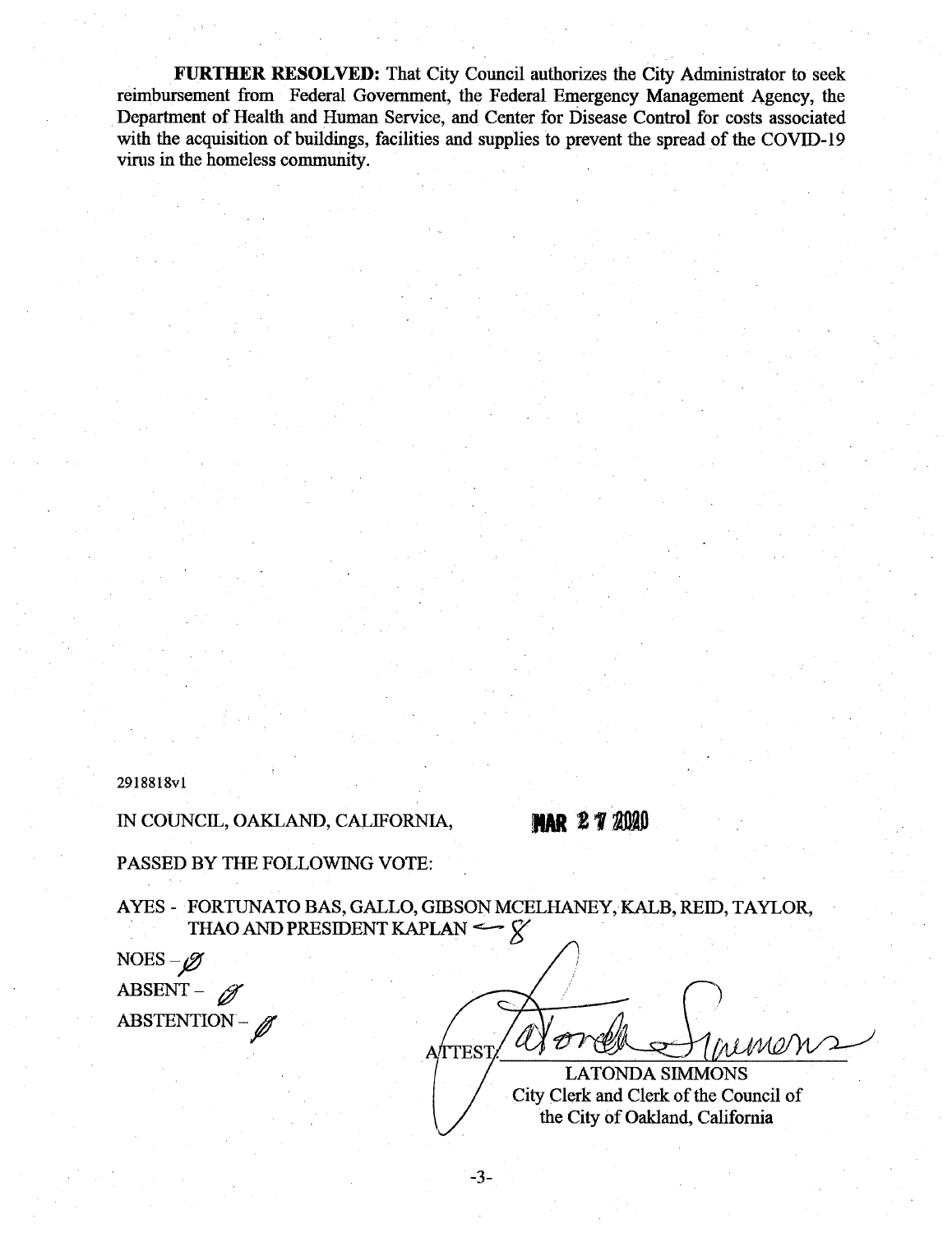**FURTHER RESOLVED:** That City Council authorizes the City Administrator to seek reimbursement from Federal Government, the Federal Emergency Management Agency, the Department of Health and Human Service, and Center for Disease Control for costs associated with the acquisition of buildings, facilities and supplies to prevent the spread of the COVID-19 virus in the homeless community.

2918818v1

IN COUNCIL, OAKLAND, CALIFORNIA, MAR 27 2020

PASSED BY THE FOLLOWING VOTE:

AYES - FORTUNATO BAS, GALLO, GIBSON MCELHANEY, KALB, REID, TAYLOR, THAO AND PRESIDENT KAPLAN — 8

NOES – Ø

ABSENT – Ø

ABSTENTION – Ø

ATTEST: LaTonda Simmons

LATONDA SIMMONS
City Clerk and Clerk of the Council of the City of Oakland, California